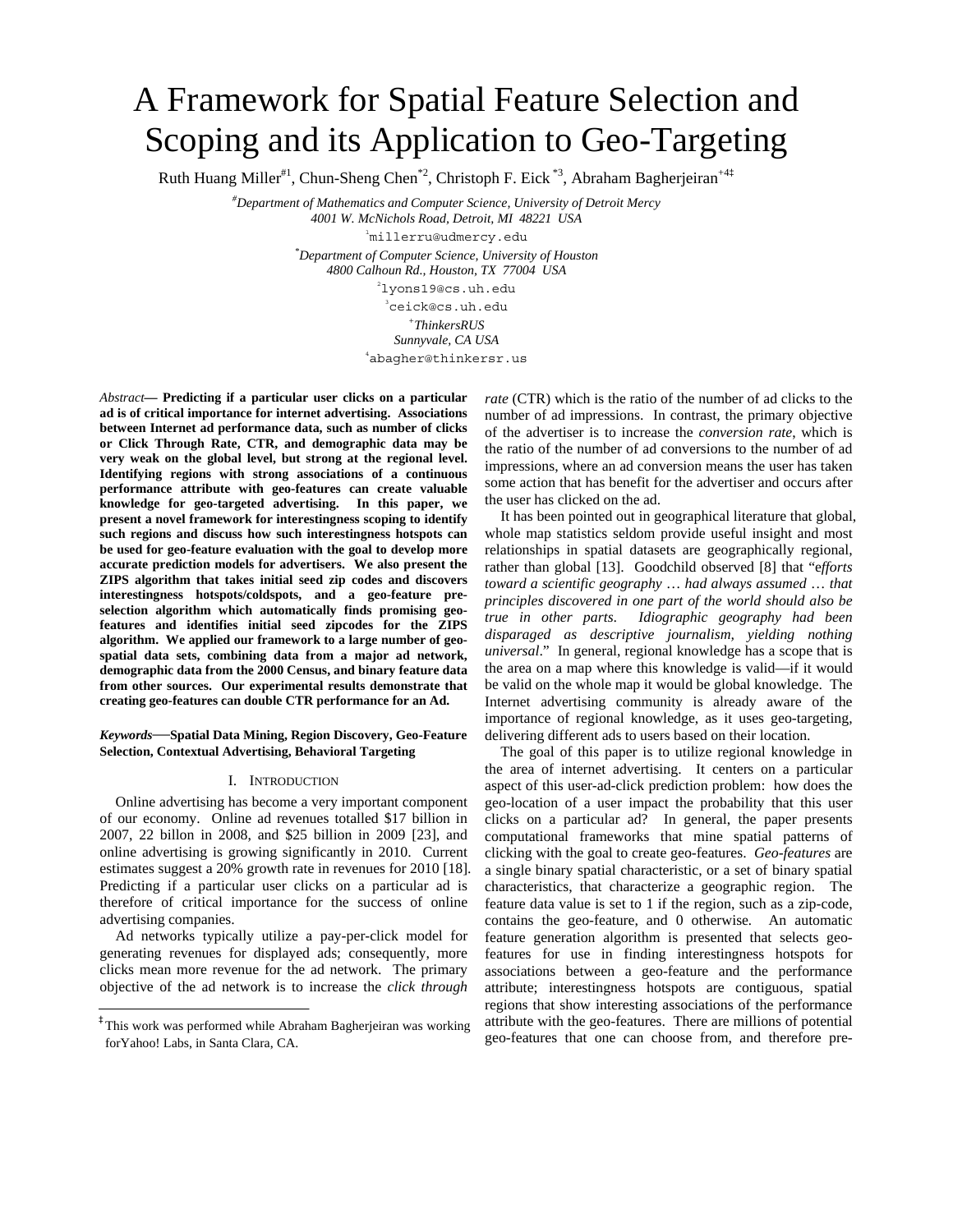# A Framework for Spatial Feature Selection and Scoping and its Application to Geo-Targeting

Ruth Huang Miller[#1], Chun-Sheng Chen[*2], Christoph F. Eick[*3], Abraham Bagherjeiran[+4‡]

[#]*Department of Mathematics and Computer Science, University of Detroit Mercy*
*4001 W. McNichols Road, Detroit, MI 48221 USA*
[1]millerru@udmercy.edu

[*]*Department of Computer Science, University of Houston*
*4800 Calhoun Rd., Houston, TX 77004 USA*
[2]lyons19@cs.uh.edu
[3]ceick@cs.uh.edu

[+]*ThinkersRUS*
*Sunnyvale, CA USA*
[4]abagher@thinkersr.us

*Abstract*— **Predicting if a particular user clicks on a particular ad is of critical importance for internet advertising. Associations between Internet ad performance data, such as number of clicks or Click Through Rate, CTR, and demographic data may be very weak on the global level, but strong at the regional level. Identifying regions with strong associations of a continuous performance attribute with geo-features can create valuable knowledge for geo-targeted advertising. In this paper, we present a novel framework for interestingness scoping to identify such regions and discuss how such interestingness hotspots can be used for geo-feature evaluation with the goal to develop more accurate prediction models for advertisers. We also present the ZIPS algorithm that takes initial seed zip codes and discovers interestingness hotspots/coldspots, and a geo-feature pre-selection algorithm which automatically finds promising geo-features and identifies initial seed zipcodes for the ZIPS algorithm. We applied our framework to a large number of geo-spatial data sets, combining data from a major ad network, demographic data from the 2000 Census, and binary feature data from other sources. Our experimental results demonstrate that creating geo-features can double CTR performance for an Ad.**

*Keywords*—**Spatial Data Mining, Region Discovery, Geo-Feature Selection, Contextual Advertising, Behavioral Targeting**

## I. Introduction

Online advertising has become a very important component of our economy. Online ad revenues totalled $17 billion in 2007, 22 billon in 2008, and $25 billion in 2009 [23], and online advertising is growing significantly in 2010. Current estimates suggest a 20% growth rate in revenues for 2010 [18]. Predicting if a particular user clicks on a particular ad is therefore of critical importance for the success of online advertising companies.

Ad networks typically utilize a pay-per-click model for generating revenues for displayed ads; consequently, more clicks mean more revenue for the ad network. The primary objective of the ad network is to increase the *click through rate* (CTR) which is the ratio of the number of ad clicks to the number of ad impressions. In contrast, the primary objective of the advertiser is to increase the *conversion rate*, which is the ratio of the number of ad conversions to the number of ad impressions, where an ad conversion means the user has taken some action that has benefit for the advertiser and occurs after the user has clicked on the ad.

It has been pointed out in geographical literature that global, whole map statistics seldom provide useful insight and most relationships in spatial datasets are geographically regional, rather than global [13]. Goodchild observed [8] that "*efforts toward a scientific geography … had always assumed … that principles discovered in one part of the world should also be true in other parts. Idiographic geography had been disparaged as descriptive journalism, yielding nothing universal*." In general, regional knowledge has a scope that is the area on a map where this knowledge is valid—if it would be valid on the whole map it would be global knowledge. The Internet advertising community is already aware of the importance of regional knowledge, as it uses geo-targeting, delivering different ads to users based on their location.

The goal of this paper is to utilize regional knowledge in the area of internet advertising. It centers on a particular aspect of this user-ad-click prediction problem: how does the geo-location of a user impact the probability that this user clicks on a particular ad? In general, the paper presents computational frameworks that mine spatial patterns of clicking with the goal to create geo-features. *Geo-features* are a single binary spatial characteristic, or a set of binary spatial characteristics, that characterize a geographic region. The feature data value is set to 1 if the region, such as a zip-code, contains the geo-feature, and 0 otherwise. An automatic feature generation algorithm is presented that selects geo-features for use in finding interestingness hotspots for associations between a geo-feature and the performance attribute; interestingness hotspots are contiguous, spatial regions that show interesting associations of the performance attribute with the geo-features. There are millions of potential geo-features that one can choose from, and therefore pre-

‡ This work was performed while Abraham Bagherjeiran was working forYahoo! Labs, in Santa Clara, CA.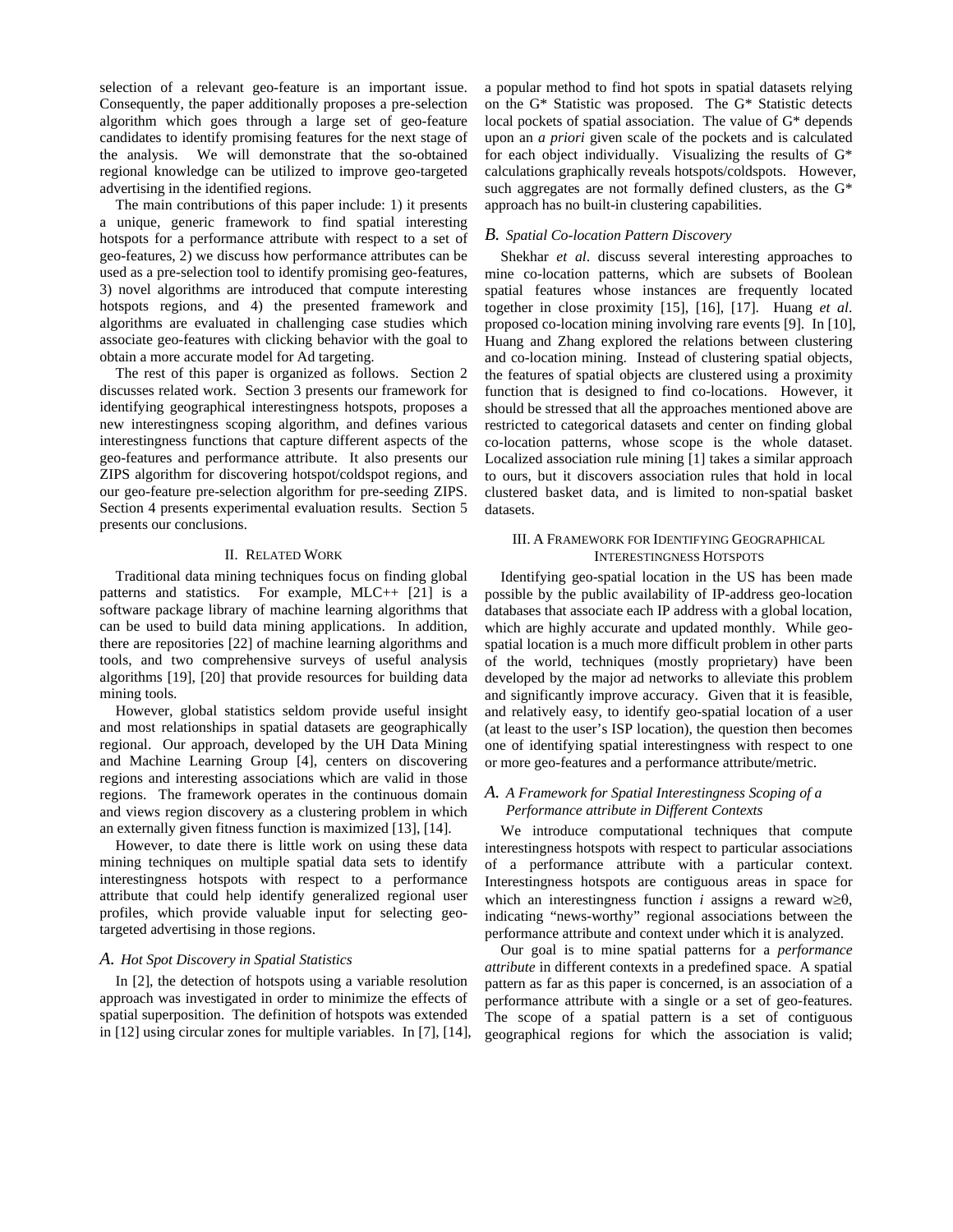selection of a relevant geo-feature is an important issue. Consequently, the paper additionally proposes a pre-selection algorithm which goes through a large set of geo-feature candidates to identify promising features for the next stage of the analysis. We will demonstrate that the so-obtained regional knowledge can be utilized to improve geo-targeted advertising in the identified regions.

The main contributions of this paper include: 1) it presents a unique, generic framework to find spatial interesting hotspots for a performance attribute with respect to a set of geo-features, 2) we discuss how performance attributes can be used as a pre-selection tool to identify promising geo-features, 3) novel algorithms are introduced that compute interesting hotspots regions, and 4) the presented framework and algorithms are evaluated in challenging case studies which associate geo-features with clicking behavior with the goal to obtain a more accurate model for Ad targeting.

The rest of this paper is organized as follows. Section 2 discusses related work. Section 3 presents our framework for identifying geographical interestingness hotspots, proposes a new interestingness scoping algorithm, and defines various interestingness functions that capture different aspects of the geo-features and performance attribute. It also presents our ZIPS algorithm for discovering hotspot/coldspot regions, and our geo-feature pre-selection algorithm for pre-seeding ZIPS. Section 4 presents experimental evaluation results. Section 5 presents our conclusions.

## II. Related Work

Traditional data mining techniques focus on finding global patterns and statistics. For example, MLC++ [21] is a software package library of machine learning algorithms that can be used to build data mining applications. In addition, there are repositories [22] of machine learning algorithms and tools, and two comprehensive surveys of useful analysis algorithms [19], [20] that provide resources for building data mining tools.

However, global statistics seldom provide useful insight and most relationships in spatial datasets are geographically regional. Our approach, developed by the UH Data Mining and Machine Learning Group [4], centers on discovering regions and interesting associations which are valid in those regions. The framework operates in the continuous domain and views region discovery as a clustering problem in which an externally given fitness function is maximized [13], [14].

However, to date there is little work on using these data mining techniques on multiple spatial data sets to identify interestingness hotspots with respect to a performance attribute that could help identify generalized regional user profiles, which provide valuable input for selecting geo-targeted advertising in those regions.

### A. *Hot Spot Discovery in Spatial Statistics*

In [2], the detection of hotspots using a variable resolution approach was investigated in order to minimize the effects of spatial superposition. The definition of hotspots was extended in [12] using circular zones for multiple variables. In [7], [14], a popular method to find hot spots in spatial datasets relying on the G* Statistic was proposed. The G* Statistic detects local pockets of spatial association. The value of G* depends upon an *a priori* given scale of the pockets and is calculated for each object individually. Visualizing the results of G* calculations graphically reveals hotspots/coldspots. However, such aggregates are not formally defined clusters, as the G* approach has no built-in clustering capabilities.

### B. *Spatial Co-location Pattern Discovery*

Shekhar *et al*. discuss several interesting approaches to mine co-location patterns, which are subsets of Boolean spatial features whose instances are frequently located together in close proximity [15], [16], [17]. Huang *et al*. proposed co-location mining involving rare events [9]. In [10], Huang and Zhang explored the relations between clustering and co-location mining. Instead of clustering spatial objects, the features of spatial objects are clustered using a proximity function that is designed to find co-locations. However, it should be stressed that all the approaches mentioned above are restricted to categorical datasets and center on finding global co-location patterns, whose scope is the whole dataset. Localized association rule mining [1] takes a similar approach to ours, but it discovers association rules that hold in local clustered basket data, and is limited to non-spatial basket datasets.

## III. A Framework for Identifying Geographical Interestingness Hotspots

Identifying geo-spatial location in the US has been made possible by the public availability of IP-address geo-location databases that associate each IP address with a global location, which are highly accurate and updated monthly. While geo-spatial location is a much more difficult problem in other parts of the world, techniques (mostly proprietary) have been developed by the major ad networks to alleviate this problem and significantly improve accuracy. Given that it is feasible, and relatively easy, to identify geo-spatial location of a user (at least to the user's ISP location), the question then becomes one of identifying spatial interestingness with respect to one or more geo-features and a performance attribute/metric.

### A. *A Framework for Spatial Interestingness Scoping of a Performance attribute in Different Contexts*

We introduce computational techniques that compute interestingness hotspots with respect to particular associations of a performance attribute with a particular context. Interestingness hotspots are contiguous areas in space for which an interestingness function *i* assigns a reward $w \geq \theta$, indicating "news-worthy" regional associations between the performance attribute and context under which it is analyzed.

Our goal is to mine spatial patterns for a *performance attribute* in different contexts in a predefined space. A spatial pattern as far as this paper is concerned, is an association of a performance attribute with a single or a set of geo-features. The scope of a spatial pattern is a set of contiguous geographical regions for which the association is valid;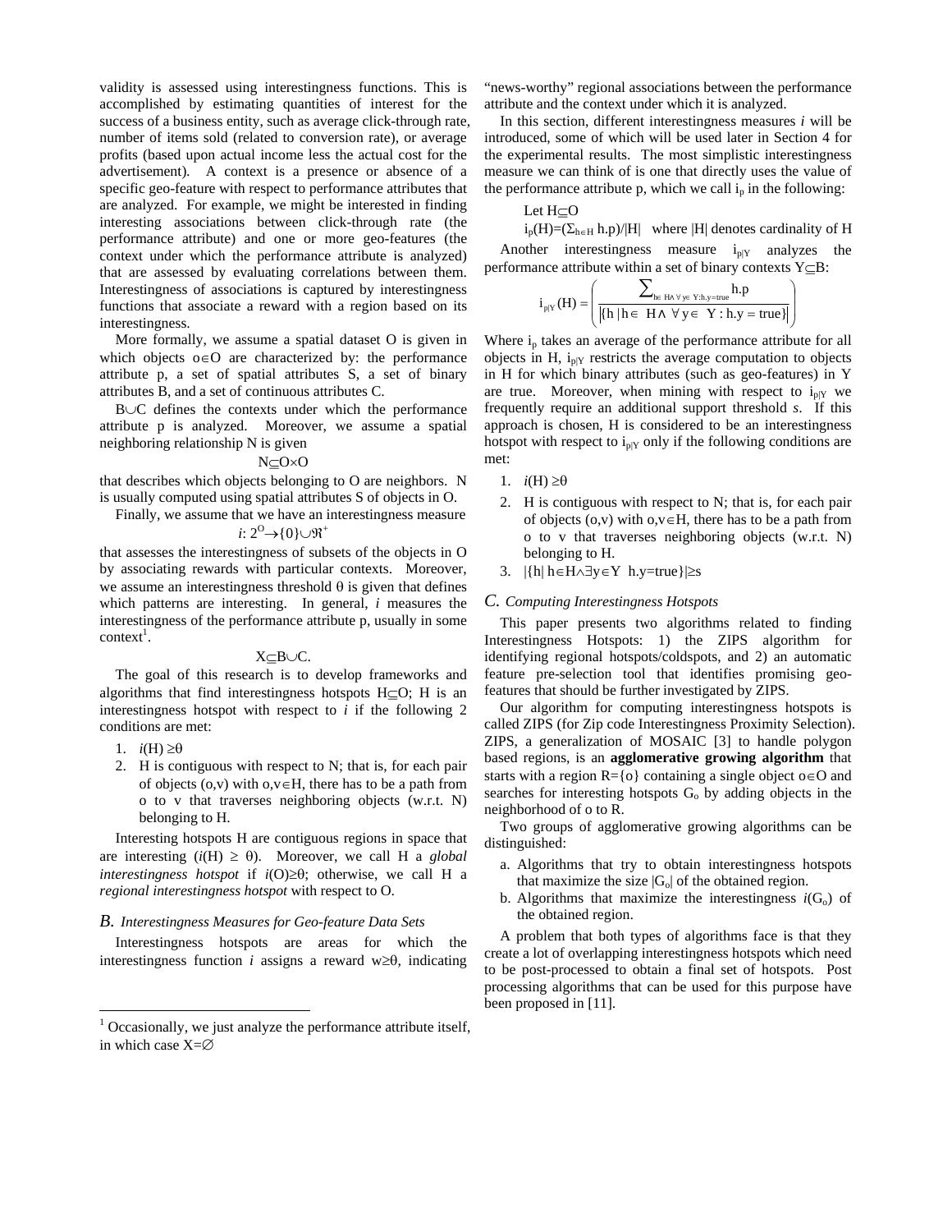validity is assessed using interestingness functions. This is accomplished by estimating quantities of interest for the success of a business entity, such as average click-through rate, number of items sold (related to conversion rate), or average profits (based upon actual income less the actual cost for the advertisement). A context is a presence or absence of a specific geo-feature with respect to performance attributes that are analyzed. For example, we might be interested in finding interesting associations between click-through rate (the performance attribute) and one or more geo-features (the context under which the performance attribute is analyzed) that are assessed by evaluating correlations between them. Interestingness of associations is captured by interestingness functions that associate a reward with a region based on its interestingness.

More formally, we assume a spatial dataset O is given in which objects $o \in O$ are characterized by: the performance attribute p, a set of spatial attributes S, a set of binary attributes B, and a set of continuous attributes C.

$B \cup C$ defines the contexts under which the performance attribute p is analyzed. Moreover, we assume a spatial neighboring relationship N is given

$$N \subseteq O \times O$$

that describes which objects belonging to O are neighbors. N is usually computed using spatial attributes S of objects in O.

Finally, we assume that we have an interestingness measure

$$i: 2^O \rightarrow \{0\} \cup \Re^+$$

that assesses the interestingness of subsets of the objects in O by associating rewards with particular contexts. Moreover, we assume an interestingness threshold θ is given that defines which patterns are interesting. In general, *i* measures the interestingness of the performance attribute p, usually in some context[1].

$$X \subseteq B \cup C.$$

The goal of this research is to develop frameworks and algorithms that find interestingness hotspots $H \subseteq O$; H is an interestingness hotspot with respect to *i* if the following 2 conditions are met:

1. $i(H) \geq \theta$
2. H is contiguous with respect to N; that is, for each pair of objects (o,v) with $o,v \in H$, there has to be a path from o to v that traverses neighboring objects (w.r.t. N) belonging to H.

Interesting hotspots H are contiguous regions in space that are interesting ($i(H) \geq \theta$). Moreover, we call H a *global interestingness hotspot* if $i(O) \geq \theta$; otherwise, we call H a *regional interestingness hotspot* with respect to O.

## *B. Interestingness Measures for Geo-feature Data Sets*

Interestingness hotspots are areas for which the interestingness function *i* assigns a reward $w \geq \theta$, indicating "news-worthy" regional associations between the performance attribute and the context under which it is analyzed.

In this section, different interestingness measures *i* will be introduced, some of which will be used later in Section 4 for the experimental results. The most simplistic interestingness measure we can think of is one that directly uses the value of the performance attribute p, which we call $i_p$ in the following:

Let $H \subseteq O$

$i_p(H) = (\Sigma_{h \in H}\, h.p)/|H|$ where |H| denotes cardinality of H

Another interestingness measure $i_{p|Y}$ analyzes the performance attribute within a set of binary contexts $Y \subseteq B$:

$$i_{p|Y}(H) = \left( \frac{\sum_{h \in H \wedge \forall y \in Y: h.y = true} h.p}{\left|\{h \mid h \in H \wedge \forall y \in Y: h.y = true\}\right|} \right)$$

Where $i_p$ takes an average of the performance attribute for all objects in H, $i_{p|Y}$ restricts the average computation to objects in H for which binary attributes (such as geo-features) in Y are true. Moreover, when mining with respect to $i_{p|Y}$ we frequently require an additional support threshold *s*. If this approach is chosen, H is considered to be an interestingness hotspot with respect to $i_{p|Y}$ only if the following conditions are met:

1. $i(H) \geq \theta$
2. H is contiguous with respect to N; that is, for each pair of objects (o,v) with $o,v \in H$, there has to be a path from o to v that traverses neighboring objects (w.r.t. N) belonging to H.
3. $|\{h \mid h \in H \wedge \exists y \in Y\ \ h.y = true\}| \geq s$

## *C. Computing Interestingness Hotspots*

This paper presents two algorithms related to finding Interestingness Hotspots: 1) the ZIPS algorithm for identifying regional hotspots/coldspots, and 2) an automatic feature pre-selection tool that identifies promising geo-features that should be further investigated by ZIPS.

Our algorithm for computing interestingness hotspots is called ZIPS (for Zip code Interestingness Proximity Selection). ZIPS, a generalization of MOSAIC [3] to handle polygon based regions, is an **agglomerative growing algorithm** that starts with a region $R=\{o\}$ containing a single object $o \in O$ and searches for interesting hotspots $G_o$ by adding objects in the neighborhood of o to R.

Two groups of agglomerative growing algorithms can be distinguished:

a. Algorithms that try to obtain interestingness hotspots that maximize the size $|G_o|$ of the obtained region.
b. Algorithms that maximize the interestingness $i(G_o)$ of the obtained region.

A problem that both types of algorithms face is that they create a lot of overlapping interestingness hotspots which need to be post-processed to obtain a final set of hotspots. Post processing algorithms that can be used for this purpose have been proposed in [11].

---

[1] Occasionally, we just analyze the performance attribute itself, in which case $X=\emptyset$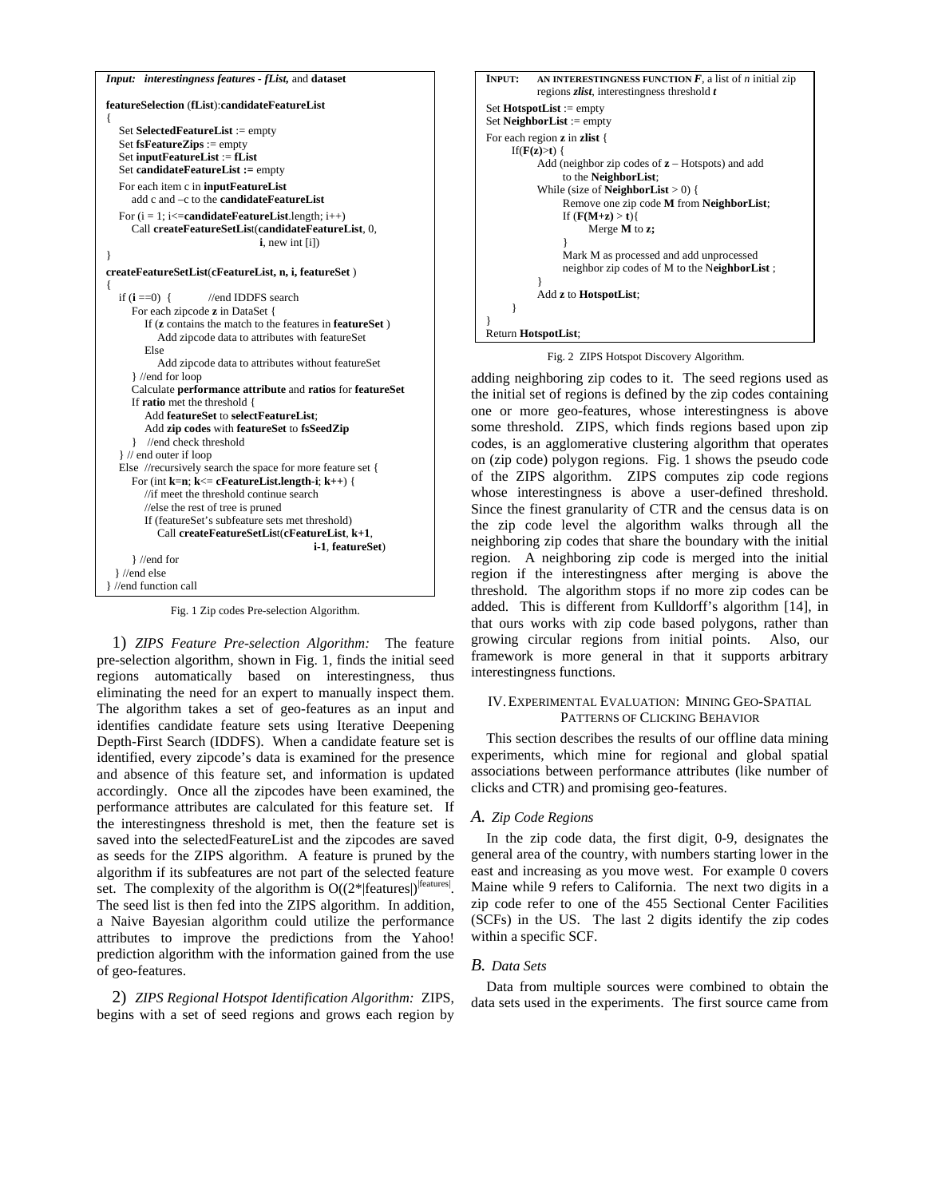```
Input:   interestingness features - fList, and dataset

featureSelection (fList):candidateFeatureList
{
   Set SelectedFeatureList := empty
   Set fsFeatureZips := empty
   Set inputFeatureList := fList
   Set candidateFeatureList := empty
   For each item c in inputFeatureList
      add c and –c to the candidateFeatureList
   For (i = 1; i<=candidateFeatureList.length; i++)
      Call createFeatureSetList(candidateFeatureList, 0,
                                 i, new int [i])
}

createFeatureSetList(cFeatureList, n, i, featureSet )
{
   if (i ==0)  {          //end IDDFS search
      For each zipcode z in DataSet {
         If (z contains the match to the features in featureSet )
            Add zipcode data to attributes with featureSet
         Else
            Add zipcode data to attributes without featureSet
      } //end for loop
      Calculate performance attribute and ratios for featureSet
      If ratio met the threshold {
         Add featureSet to selectFeatureList;
         Add zip codes with featureSet to fsSeedZip
      }   //end check threshold
   } // end outer if loop
   Else  //recursively search the space for more feature set {
      For (int k=n; k<= cFeatureList.length-i; k++) {
         //if meet the threshold continue search
         //else the rest of tree is pruned
         If (featureSet's subfeature sets met threshold)
            Call createFeatureSetList(cFeatureList, k+1,
                                       i-1, featureSet)
      } //end for
   } //end else
} //end function call
```

Fig. 1 Zip codes Pre-selection Algorithm.

1) *ZIPS Feature Pre-selection Algorithm:* The feature pre-selection algorithm, shown in Fig. 1, finds the initial seed regions automatically based on interestingness, thus eliminating the need for an expert to manually inspect them. The algorithm takes a set of geo-features as an input and identifies candidate feature sets using Iterative Deepening Depth-First Search (IDDFS). When a candidate feature set is identified, every zipcode's data is examined for the presence and absence of this feature set, and information is updated accordingly. Once all the zipcodes have been examined, the performance attributes are calculated for this feature set. If the interestingness threshold is met, then the feature set is saved into the selectedFeatureList and the zipcodes are saved as seeds for the ZIPS algorithm. A feature is pruned by the algorithm if its subfeatures are not part of the selected feature set. The complexity of the algorithm is $O((2*|features|)^{|features|})$. The seed list is then fed into the ZIPS algorithm. In addition, a Naive Bayesian algorithm could utilize the performance attributes to improve the predictions from the Yahoo! prediction algorithm with the information gained from the use of geo-features.

2) *ZIPS Regional Hotspot Identification Algorithm:* ZIPS, begins with a set of seed regions and grows each region by adding neighboring zip codes to it. The seed regions used as the initial set of regions is defined by the zip codes containing one or more geo-features, whose interestingness is above some threshold. ZIPS, which finds regions based upon zip codes, is an agglomerative clustering algorithm that operates on (zip code) polygon regions. Fig. 1 shows the pseudo code of the ZIPS algorithm. ZIPS computes zip code regions whose interestingness is above a user-defined threshold. Since the finest granularity of CTR and the census data is on the zip code level the algorithm walks through all the neighboring zip codes that share the boundary with the initial region. A neighboring zip code is merged into the initial region if the interestingness after merging is above the threshold. The algorithm stops if no more zip codes can be added. This is different from Kulldorff's algorithm [14], in that ours works with zip code based polygons, rather than growing circular regions from initial points. Also, our framework is more general in that it supports arbitrary interestingness functions.

```
INPUT:   AN INTERESTINGNESS FUNCTION F, a list of n initial zip
         regions zlist, interestingness threshold t

Set HotspotList := empty
Set NeighborList := empty

For each region z in zlist {
      If(F(z)>t) {
            Add (neighbor zip codes of z – Hotspots) and add
               to the NeighborList;
            While (size of NeighborList > 0) {
                  Remove one zip code M from NeighborList;
                  If (F(M+z) > t){
                        Merge M to z;
                  }
                  Mark M as processed and add unprocessed
                  neighbor zip codes of M to the NeighborList ;
            }
            Add z to HotspotList;
      }
}
Return HotspotList;
```

Fig. 2 ZIPS Hotspot Discovery Algorithm.

## IV. Experimental Evaluation: Mining Geo-Spatial Patterns of Clicking Behavior

This section describes the results of our offline data mining experiments, which mine for regional and global spatial associations between performance attributes (like number of clicks and CTR) and promising geo-features.

### *A. Zip Code Regions*

In the zip code data, the first digit, 0-9, designates the general area of the country, with numbers starting lower in the east and increasing as you move west. For example 0 covers Maine while 9 refers to California. The next two digits in a zip code refer to one of the 455 Sectional Center Facilities (SCFs) in the US. The last 2 digits identify the zip codes within a specific SCF.

### *B. Data Sets*

Data from multiple sources were combined to obtain the data sets used in the experiments. The first source came from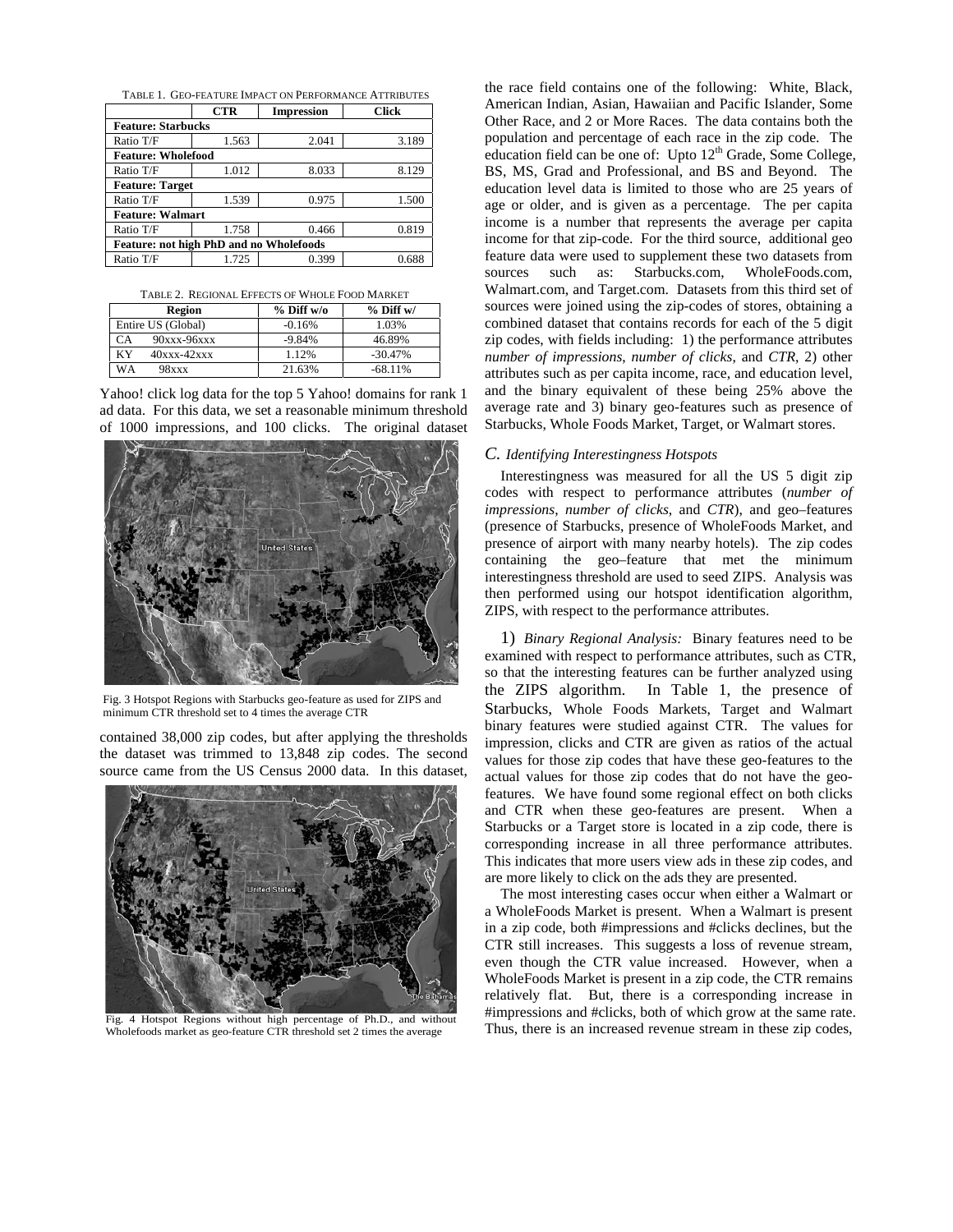TABLE 1. GEO-FEATURE IMPACT ON PERFORMANCE ATTRIBUTES

| | CTR | Impression | Click |
|---|---|---|---|
| **Feature: Starbucks** | | | |
| Ratio T/F | 1.563 | 2.041 | 3.189 |
| **Feature: Wholefood** | | | |
| Ratio T/F | 1.012 | 8.033 | 8.129 |
| **Feature: Target** | | | |
| Ratio T/F | 1.539 | 0.975 | 1.500 |
| **Feature: Walmart** | | | |
| Ratio T/F | 1.758 | 0.466 | 0.819 |
| **Feature: not high PhD and no Wholefoods** | | | |
| Ratio T/F | 1.725 | 0.399 | 0.688 |

TABLE 2. REGIONAL EFFECTS OF WHOLE FOOD MARKET

| Region | % Diff w/o | % Diff w/ |
|---|---|---|
| Entire US (Global) | -0.16% | 1.03% |
| CA 90xxx-96xxx | -9.84% | 46.89% |
| KY 40xxx-42xxx | 1.12% | -30.47% |
| WA 98xxx | 21.63% | -68.11% |

Yahoo! click log data for the top 5 Yahoo! domains for rank 1 ad data. For this data, we set a reasonable minimum threshold of 1000 impressions, and 100 clicks. The original dataset contained 38,000 zip codes, but after applying the thresholds the dataset was trimmed to 13,848 zip codes. The second source came from the US Census 2000 data. In this dataset, the race field contains one of the following: White, Black, American Indian, Asian, Hawaiian and Pacific Islander, Some Other Race, and 2 or More Races. The data contains both the population and percentage of each race in the zip code. The education field can be one of: Upto 12[th] Grade, Some College, BS, MS, Grad and Professional, and BS and Beyond. The education level data is limited to those who are 25 years of age or older, and is given as a percentage. The per capita income is a number that represents the average per capita income for that zip-code. For the third source, additional geo feature data were used to supplement these two datasets from sources such as: Starbucks.com, WholeFoods.com, Walmart.com, and Target.com. Datasets from this third set of sources were joined using the zip-codes of stores, obtaining a combined dataset that contains records for each of the 5 digit zip codes, with fields including: 1) the performance attributes *number of impressions*, *number of clicks*, and *CTR*, 2) other attributes such as per capita income, race, and education level, and the binary equivalent of these being 25% above the average rate and 3) binary geo-features such as presence of Starbucks, Whole Foods Market, Target, or Walmart stores.

Fig. 3 Hotspot Regions with Starbucks geo-feature as used for ZIPS and minimum CTR threshold set to 4 times the average CTR

Fig. 4 Hotspot Regions without high percentage of Ph.D., and without Wholefoods market as geo-feature CTR threshold set 2 times the average

### C. *Identifying Interestingness Hotspots*

Interestingness was measured for all the US 5 digit zip codes with respect to performance attributes (*number of impressions*, *number of clicks*, and *CTR*), and geo–features (presence of Starbucks, presence of WholeFoods Market, and presence of airport with many nearby hotels). The zip codes containing the geo–feature that met the minimum interestingness threshold are used to seed ZIPS. Analysis was then performed using our hotspot identification algorithm, ZIPS, with respect to the performance attributes.

1) *Binary Regional Analysis:* Binary features need to be examined with respect to performance attributes, such as CTR, so that the interesting features can be further analyzed using the ZIPS algorithm. In Table 1, the presence of Starbucks, Whole Foods Markets, Target and Walmart binary features were studied against CTR. The values for impression, clicks and CTR are given as ratios of the actual values for those zip codes that have these geo-features to the actual values for those zip codes that do not have the geo-features. We have found some regional effect on both clicks and CTR when these geo-features are present. When a Starbucks or a Target store is located in a zip code, there is corresponding increase in all three performance attributes. This indicates that more users view ads in these zip codes, and are more likely to click on the ads they are presented.

The most interesting cases occur when either a Walmart or a WholeFoods Market is present. When a Walmart is present in a zip code, both #impressions and #clicks declines, but the CTR still increases. This suggests a loss of revenue stream, even though the CTR value increased. However, when a WholeFoods Market is present in a zip code, the CTR remains relatively flat. But, there is a corresponding increase in #impressions and #clicks, both of which grow at the same rate. Thus, there is an increased revenue stream in these zip codes,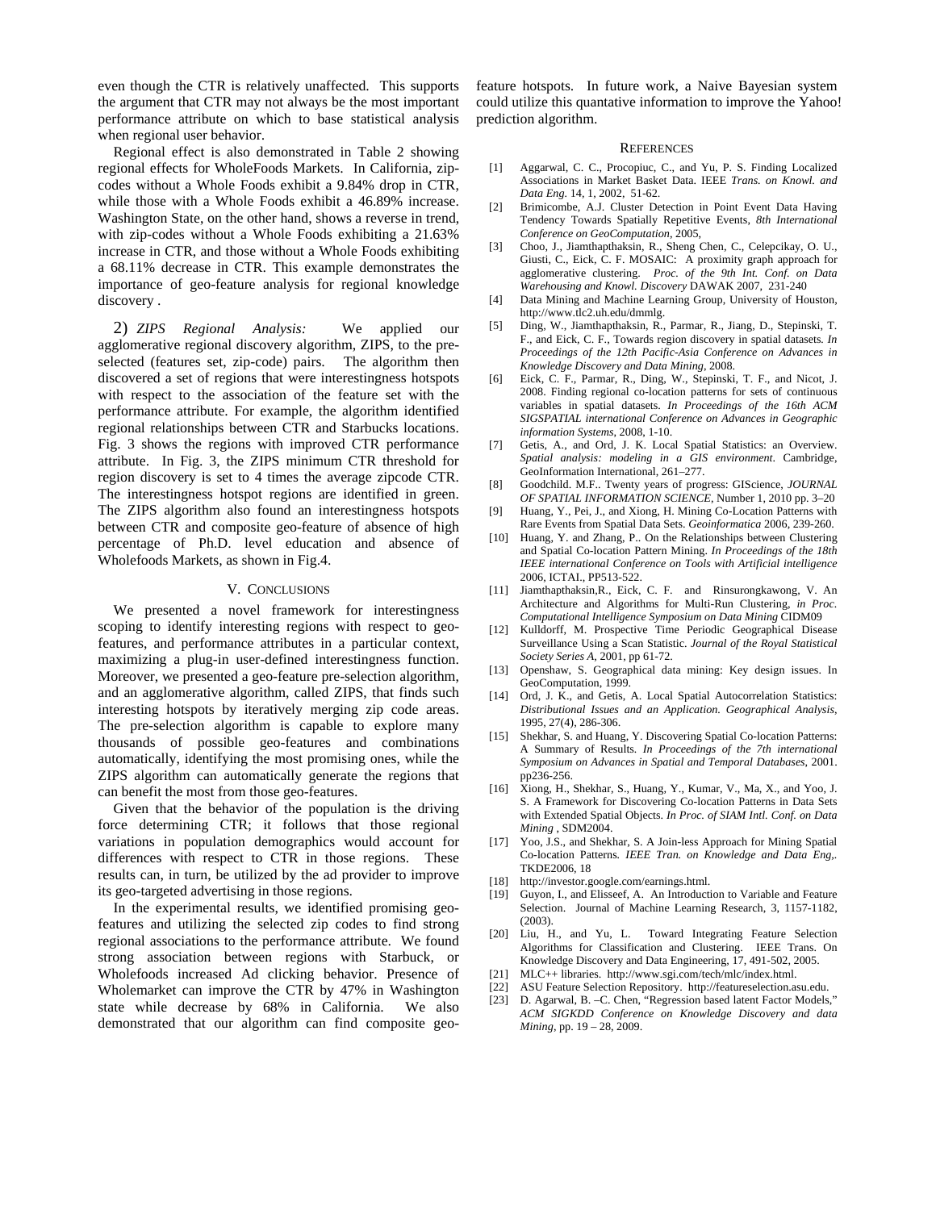even though the CTR is relatively unaffected. This supports the argument that CTR may not always be the most important performance attribute on which to base statistical analysis when regional user behavior.

Regional effect is also demonstrated in Table 2 showing regional effects for WholeFoods Markets. In California, zip-codes without a Whole Foods exhibit a 9.84% drop in CTR, while those with a Whole Foods exhibit a 46.89% increase. Washington State, on the other hand, shows a reverse in trend, with zip-codes without a Whole Foods exhibiting a 21.63% increase in CTR, and those without a Whole Foods exhibiting a 68.11% decrease in CTR. This example demonstrates the importance of geo-feature analysis for regional knowledge discovery .

2) *ZIPS Regional Analysis:* We applied our agglomerative regional discovery algorithm, ZIPS, to the pre-selected (features set, zip-code) pairs. The algorithm then discovered a set of regions that were interestingness hotspots with respect to the association of the feature set with the performance attribute. For example, the algorithm identified regional relationships between CTR and Starbucks locations. Fig. 3 shows the regions with improved CTR performance attribute. In Fig. 3, the ZIPS minimum CTR threshold for region discovery is set to 4 times the average zipcode CTR. The interestingness hotspot regions are identified in green. The ZIPS algorithm also found an interestingness hotspots between CTR and composite geo-feature of absence of high percentage of Ph.D. level education and absence of Wholefoods Markets, as shown in Fig.4.

## V. Conclusions

We presented a novel framework for interestingness scoping to identify interesting regions with respect to geo-features, and performance attributes in a particular context, maximizing a plug-in user-defined interestingness function. Moreover, we presented a geo-feature pre-selection algorithm, and an agglomerative algorithm, called ZIPS, that finds such interesting hotspots by iteratively merging zip code areas. The pre-selection algorithm is capable to explore many thousands of possible geo-features and combinations automatically, identifying the most promising ones, while the ZIPS algorithm can automatically generate the regions that can benefit the most from those geo-features.

Given that the behavior of the population is the driving force determining CTR; it follows that those regional variations in population demographics would account for differences with respect to CTR in those regions. These results can, in turn, be utilized by the ad provider to improve its geo-targeted advertising in those regions.

In the experimental results, we identified promising geo-features and utilizing the selected zip codes to find strong regional associations to the performance attribute. We found strong association between regions with Starbuck, or Wholefoods increased Ad clicking behavior. Presence of Wholemarket can improve the CTR by 47% in Washington state while decrease by 68% in California. We also demonstrated that our algorithm can find composite geo-feature hotspots. In future work, a Naive Bayesian system could utilize this quantative information to improve the Yahoo! prediction algorithm.

## References

[1] Aggarwal, C. C., Procopiuc, C., and Yu, P. S. Finding Localized Associations in Market Basket Data. IEEE *Trans. on Knowl. and Data Eng.* 14, 1, 2002, 51-62.

[2] Brimicombe, A.J. Cluster Detection in Point Event Data Having Tendency Towards Spatially Repetitive Events, *8th International Conference on GeoComputation*, 2005,

[3] Choo, J., Jiamthapthaksin, R., Sheng Chen, C., Celepcikay, O. U., Giusti, C., Eick, C. F. MOSAIC: A proximity graph approach for agglomerative clustering. *Proc. of the 9th Int. Conf. on Data Warehousing and Knowl. Discovery* DAWAK 2007, 231-240

[4] Data Mining and Machine Learning Group, University of Houston, http://www.tlc2.uh.edu/dmmlg.

[5] Ding, W., Jiamthapthaksin, R., Parmar, R., Jiang, D., Stepinski, T. F., and Eick, C. F., Towards region discovery in spatial datasets. *In Proceedings of the 12th Pacific-Asia Conference on Advances in Knowledge Discovery and Data Mining*, 2008.

[6] Eick, C. F., Parmar, R., Ding, W., Stepinski, T. F., and Nicot, J. 2008. Finding regional co-location patterns for sets of continuous variables in spatial datasets. *In Proceedings of the 16th ACM SIGSPATIAL international Conference on Advances in Geographic information Systems*, 2008, 1-10.

[7] Getis, A., and Ord, J. K. Local Spatial Statistics: an Overview. *Spatial analysis: modeling in a GIS environment*. Cambridge, GeoInformation International, 261–277.

[8] Goodchild. M.F.. Twenty years of progress: GIScience, *JOURNAL OF SPATIAL INFORMATION SCIENCE*, Number 1, 2010 pp. 3–20

[9] Huang, Y., Pei, J., and Xiong, H. Mining Co-Location Patterns with Rare Events from Spatial Data Sets. *Geoinformatica* 2006, 239-260.

[10] Huang, Y. and Zhang, P.. On the Relationships between Clustering and Spatial Co-location Pattern Mining. *In Proceedings of the 18th IEEE international Conference on Tools with Artificial intelligence* 2006, ICTAI., PP513-522.

[11] Jiamthapthaksin,R., Eick, C. F. and Rinsurongkawong, V. An Architecture and Algorithms for Multi-Run Clustering, *in Proc. Computational Intelligence Symposium on Data Mining* CIDM09

[12] Kulldorff, M. Prospective Time Periodic Geographical Disease Surveillance Using a Scan Statistic. *Journal of the Royal Statistical Society Series A*, 2001, pp 61-72.

[13] Openshaw, S. Geographical data mining: Key design issues. In GeoComputation, 1999.

[14] Ord, J. K., and Getis, A. Local Spatial Autocorrelation Statistics: *Distributional Issues and an Application. Geographical Analysis*, 1995, 27(4), 286-306.

[15] Shekhar, S. and Huang, Y. Discovering Spatial Co-location Patterns: A Summary of Results. *In Proceedings of the 7th international Symposium on Advances in Spatial and Temporal Databases*, 2001. pp236-256.

[16] Xiong, H., Shekhar, S., Huang, Y., Kumar, V., Ma, X., and Yoo, J. S. A Framework for Discovering Co-location Patterns in Data Sets with Extended Spatial Objects. *In Proc. of SIAM Intl. Conf. on Data Mining* , SDM2004.

[17] Yoo, J.S., and Shekhar, S. A Join-less Approach for Mining Spatial Co-location Patterns. *IEEE Tran. on Knowledge and Data Eng,*. TKDE2006, 18

[18] http://investor.google.com/earnings.html.

[19] Guyon, I., and Elisseef, A. An Introduction to Variable and Feature Selection. Journal of Machine Learning Research, 3, 1157-1182, (2003).

[20] Liu, H., and Yu, L. Toward Integrating Feature Selection Algorithms for Classification and Clustering. IEEE Trans. On Knowledge Discovery and Data Engineering, 17, 491-502, 2005.

[21] MLC++ libraries. http://www.sgi.com/tech/mlc/index.html.

[22] ASU Feature Selection Repository. http://featureselection.asu.edu.

[23] D. Agarwal, B. –C. Chen, "Regression based latent Factor Models," *ACM SIGKDD Conference on Knowledge Discovery and data Mining*, pp. 19 – 28, 2009.